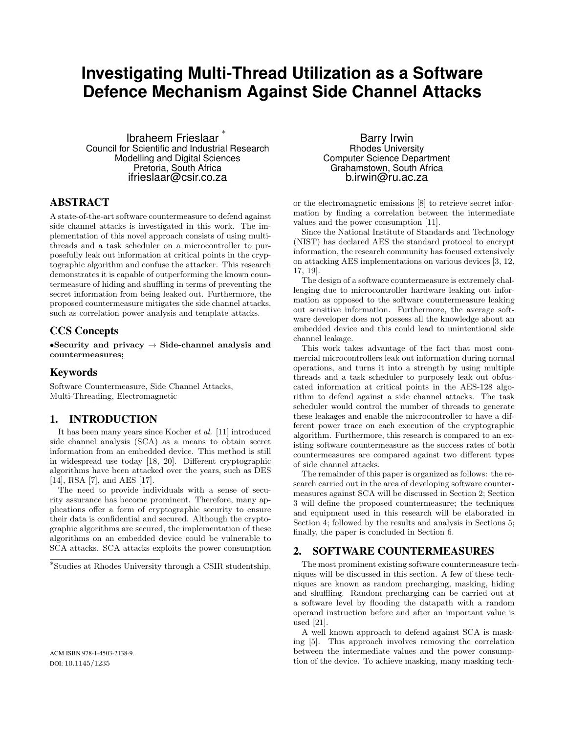# Investigating Multi-Thread Utilization as a Software Defence Mechanism Against Side Channel Attacks

Ibraheem Frieslaar [*]
Council for Scientific and Industrial Research
Modelling and Digital Sciences
Pretoria, South Africa
ifrieslaar@csir.co.za

Barry Irwin
Rhodes University
Computer Science Department
Grahamstown, South Africa
b.irwin@ru.ac.za

## ABSTRACT

A state-of-the-art software countermeasure to defend against side channel attacks is investigated in this work. The implementation of this novel approach consists of using multi-threads and a task scheduler on a microcontroller to purposefully leak out information at critical points in the cryptographic algorithm and confuse the attacker. This research demonstrates it is capable of outperforming the known countermeasure of hiding and shuffling in terms of preventing the secret information from being leaked out. Furthermore, the proposed countermeasure mitigates the side channel attacks, such as correlation power analysis and template attacks.

## CCS Concepts

**•Security and privacy → Side-channel analysis and countermeasures;**

## Keywords

Software Countermeasure, Side Channel Attacks, Multi-Threading, Electromagnetic

## 1. INTRODUCTION

It has been many years since Kocher *et al.* [11] introduced side channel analysis (SCA) as a means to obtain secret information from an embedded device. This method is still in widespread use today [18, 20]. Different cryptographic algorithms have been attacked over the years, such as DES [14], RSA [7], and AES [17].

The need to provide individuals with a sense of security assurance has become prominent. Therefore, many applications offer a form of cryptographic security to ensure their data is confidential and secured. Although the cryptographic algorithms are secured, the implementation of these algorithms on an embedded device could be vulnerable to SCA attacks. SCA attacks exploits the power consumption or the electromagnetic emissions [8] to retrieve secret information by finding a correlation between the intermediate values and the power consumption [11].

Since the National Institute of Standards and Technology (NIST) has declared AES the standard protocol to encrypt information, the research community has focused extensively on attacking AES implementations on various devices [3, 12, 17, 19].

The design of a software countermeasure is extremely challenging due to microcontroller hardware leaking out information as opposed to the software countermeasure leaking out sensitive information. Furthermore, the average software developer does not possess all the knowledge about an embedded device and this could lead to unintentional side channel leakage.

This work takes advantage of the fact that most commercial microcontrollers leak out information during normal operations, and turns it into a strength by using multiple threads and a task scheduler to purposely leak out obfuscated information at critical points in the AES-128 algorithm to defend against a side channel attacks. The task scheduler would control the number of threads to generate these leakages and enable the microcontroller to have a different power trace on each execution of the cryptographic algorithm. Furthermore, this research is compared to an existing software countermeasure as the success rates of both countermeasures are compared against two different types of side channel attacks.

The remainder of this paper is organized as follows: the research carried out in the area of developing software countermeasures against SCA will be discussed in Section 2; Section 3 will define the proposed countermeasure; the techniques and equipment used in this research will be elaborated in Section 4; followed by the results and analysis in Sections 5; finally, the paper is concluded in Section 6.

## 2. SOFTWARE COUNTERMEASURES

The most prominent existing software countermeasure techniques will be discussed in this section. A few of these techniques are known as random precharging, masking, hiding and shuffling. Random precharging can be carried out at a software level by flooding the datapath with a random operand instruction before and after an important value is used [21].

A well known approach to defend against SCA is masking [5]. This approach involves removing the correlation between the intermediate values and the power consumption of the device. To achieve masking, many masking tech-

[*]Studies at Rhodes University through a CSIR studentship.

ACM ISBN 978-1-4503-2138-9.
DOI: 10.1145/1235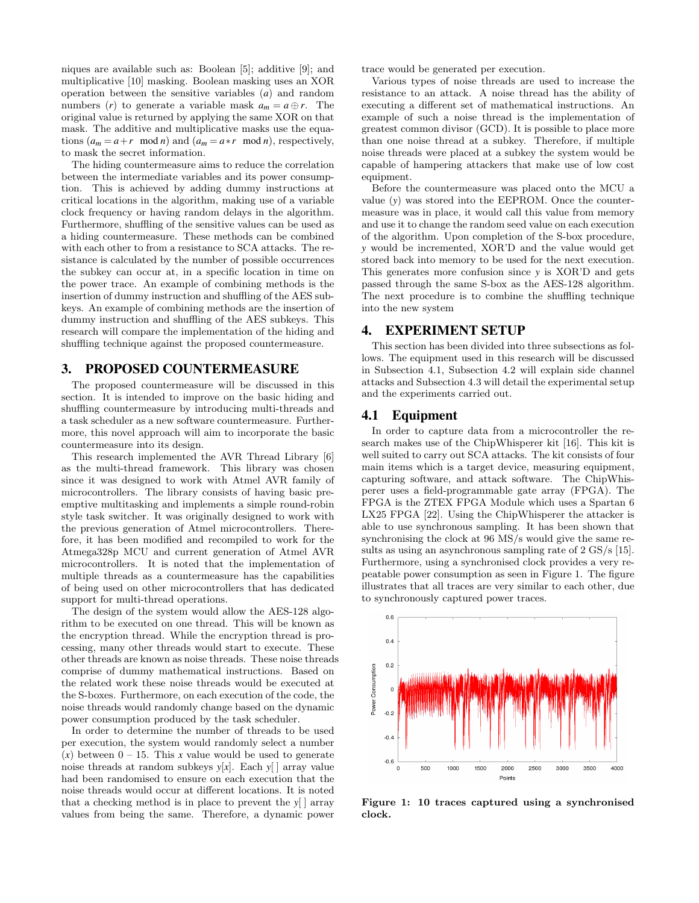niques are available such as: Boolean [5]; additive [9]; and multiplicative [10] masking. Boolean masking uses an XOR operation between the sensitive variables ($a$) and random numbers ($r$) to generate a variable mask $a_m = a \oplus r$. The original value is returned by applying the same XOR on that mask. The additive and multiplicative masks use the equations ($a_m = a + r \mod n$) and ($a_m = a * r \mod n$), respectively, to mask the secret information.

The hiding countermeasure aims to reduce the correlation between the intermediate variables and its power consumption. This is achieved by adding dummy instructions at critical locations in the algorithm, making use of a variable clock frequency or having random delays in the algorithm. Furthermore, shuffling of the sensitive values can be used as a hiding countermeasure. These methods can be combined with each other to from a resistance to SCA attacks. The resistance is calculated by the number of possible occurrences the subkey can occur at, in a specific location in time on the power trace. An example of combining methods is the insertion of dummy instruction and shuffling of the AES subkeys. An example of combining methods are the insertion of dummy instruction and shuffling of the AES subkeys. This research will compare the implementation of the hiding and shuffling technique against the proposed countermeasure.

## 3. PROPOSED COUNTERMEASURE

The proposed countermeasure will be discussed in this section. It is intended to improve on the basic hiding and shuffling countermeasure by introducing multi-threads and a task scheduler as a new software countermeasure. Furthermore, this novel approach will aim to incorporate the basic countermeasure into its design.

This research implemented the AVR Thread Library [6] as the multi-thread framework. This library was chosen since it was designed to work with Atmel AVR family of microcontrollers. The library consists of having basic preemptive multitasking and implements a simple round-robin style task switcher. It was originally designed to work with the previous generation of Atmel microcontrollers. Therefore, it has been modified and recompiled to work for the Atmega328p MCU and current generation of Atmel AVR microcontrollers. It is noted that the implementation of multiple threads as a countermeasure has the capabilities of being used on other microcontrollers that has dedicated support for multi-thread operations.

The design of the system would allow the AES-128 algorithm to be executed on one thread. This will be known as the encryption thread. While the encryption thread is processing, many other threads would start to execute. These other threads are known as noise threads. These noise threads comprise of dummy mathematical instructions. Based on the related work these noise threads would be executed at the S-boxes. Furthermore, on each execution of the code, the noise threads would randomly change based on the dynamic power consumption produced by the task scheduler.

In order to determine the number of threads to be used per execution, the system would randomly select a number ($x$) between 0 – 15. This $x$ value would be used to generate noise threads at random subkeys $y[x]$. Each $y[\,]$ array value had been randomised to ensure on each execution that the noise threads would occur at different locations. It is noted that a checking method is in place to prevent the $y[\,]$ array values from being the same. Therefore, a dynamic power trace would be generated per execution.

Various types of noise threads are used to increase the resistance to an attack. A noise thread has the ability of executing a different set of mathematical instructions. An example of such a noise thread is the implementation of greatest common divisor (GCD). It is possible to place more than one noise thread at a subkey. Therefore, if multiple noise threads were placed at a subkey the system would be capable of hampering attackers that make use of low cost equipment.

Before the countermeasure was placed onto the MCU a value ($y$) was stored into the EEPROM. Once the countermeasure was in place, it would call this value from memory and use it to change the random seed value on each execution of the algorithm. Upon completion of the S-box procedure, $y$ would be incremented, XOR'D and the value would get stored back into memory to be used for the next execution. This generates more confusion since $y$ is XOR'D and gets passed through the same S-box as the AES-128 algorithm. The next procedure is to combine the shuffling technique into the new system

## 4. EXPERIMENT SETUP

This section has been divided into three subsections as follows. The equipment used in this research will be discussed in Subsection 4.1, Subsection 4.2 will explain side channel attacks and Subsection 4.3 will detail the experimental setup and the experiments carried out.

### 4.1 Equipment

In order to capture data from a microcontroller the research makes use of the ChipWhisperer kit [16]. This kit is well suited to carry out SCA attacks. The kit consists of four main items which is a target device, measuring equipment, capturing software, and attack software. The ChipWhisperer uses a field-programmable gate array (FPGA). The FPGA is the ZTEX FPGA Module which uses a Spartan 6 LX25 FPGA [22]. Using the ChipWhisperer the attacker is able to use synchronous sampling. It has been shown that synchronising the clock at 96 MS/s would give the same results as using an asynchronous sampling rate of 2 GS/s [15]. Furthermore, using a synchronised clock provides a very repeatable power consumption as seen in Figure 1. The figure illustrates that all traces are very similar to each other, due to synchronously captured power traces.

**Figure 1: 10 traces captured using a synchronised clock.**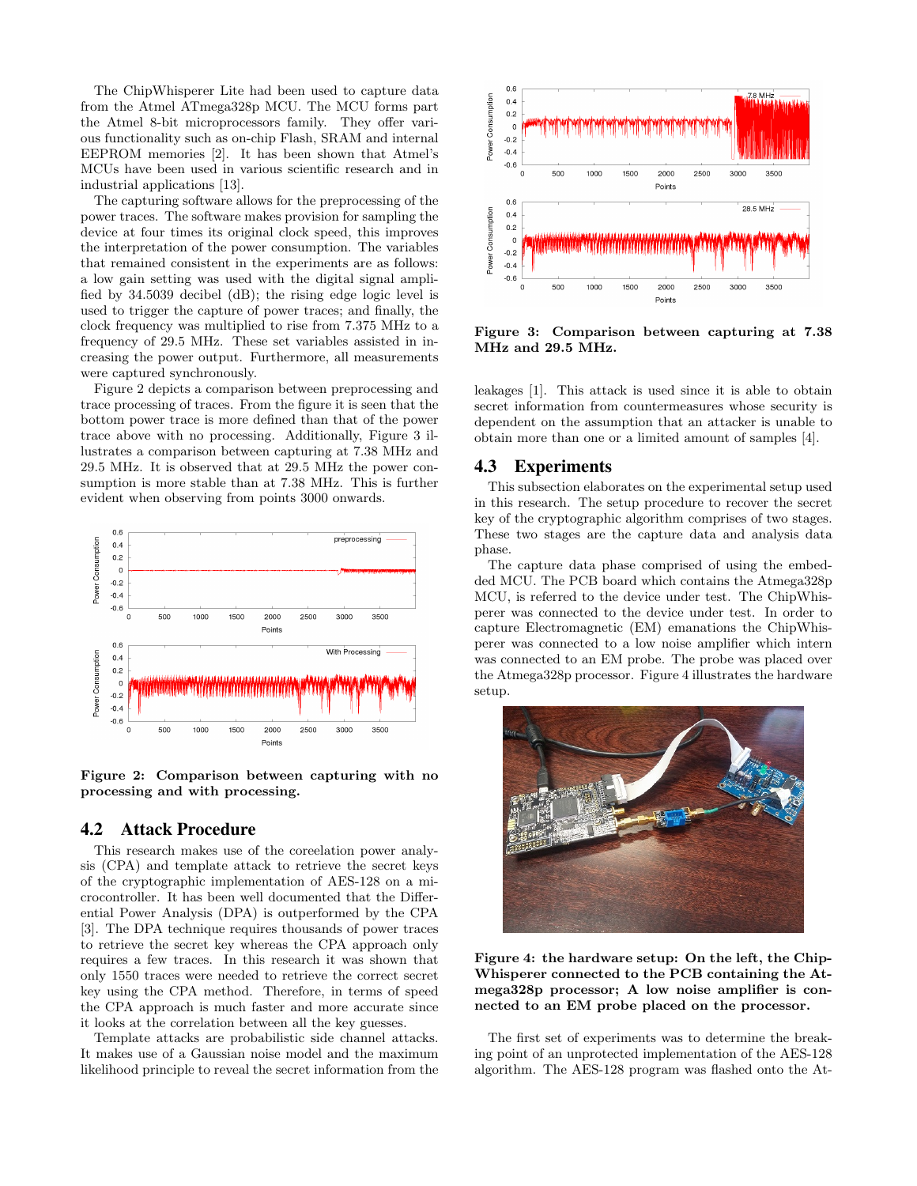The ChipWhisperer Lite had been used to capture data from the Atmel ATmega328p MCU. The MCU forms part the Atmel 8-bit microprocessors family. They offer various functionality such as on-chip Flash, SRAM and internal EEPROM memories [2]. It has been shown that Atmel's MCUs have been used in various scientific research and in industrial applications [13].

The capturing software allows for the preprocessing of the power traces. The software makes provision for sampling the device at four times its original clock speed, this improves the interpretation of the power consumption. The variables that remained consistent in the experiments are as follows: a low gain setting was used with the digital signal amplified by 34.5039 decibel (dB); the rising edge logic level is used to trigger the capture of power traces; and finally, the clock frequency was multiplied to rise from 7.375 MHz to a frequency of 29.5 MHz. These set variables assisted in increasing the power output. Furthermore, all measurements were captured synchronously.

Figure 2 depicts a comparison between preprocessing and trace processing of traces. From the figure it is seen that the bottom power trace is more defined than that of the power trace above with no processing. Additionally, Figure 3 illustrates a comparison between capturing at 7.38 MHz and 29.5 MHz. It is observed that at 29.5 MHz the power consumption is more stable than at 7.38 MHz. This is further evident when observing from points 3000 onwards.

**Figure 2: Comparison between capturing with no processing and with processing.**

## 4.2 Attack Procedure

This research makes use of the coreelation power analysis (CPA) and template attack to retrieve the secret keys of the cryptographic implementation of AES-128 on a microcontroller. It has been well documented that the Differential Power Analysis (DPA) is outperformed by the CPA [3]. The DPA technique requires thousands of power traces to retrieve the secret key whereas the CPA approach only requires a few traces. In this research it was shown that only 1550 traces were needed to retrieve the correct secret key using the CPA method. Therefore, in terms of speed the CPA approach is much faster and more accurate since it looks at the correlation between all the key guesses.

Template attacks are probabilistic side channel attacks. It makes use of a Gaussian noise model and the maximum likelihood principle to reveal the secret information from the leakages [1]. This attack is used since it is able to obtain secret information from countermeasures whose security is dependent on the assumption that an attacker is unable to obtain more than one or a limited amount of samples [4].

**Figure 3: Comparison between capturing at 7.38 MHz and 29.5 MHz.**

## 4.3 Experiments

This subsection elaborates on the experimental setup used in this research. The setup procedure to recover the secret key of the cryptographic algorithm comprises of two stages. These two stages are the capture data and analysis data phase.

The capture data phase comprised of using the embedded MCU. The PCB board which contains the Atmega328p MCU, is referred to the device under test. The ChipWhisperer was connected to the device under test. In order to capture Electromagnetic (EM) emanations the ChipWhisperer was connected to a low noise amplifier which intern was connected to an EM probe. The probe was placed over the Atmega328p processor. Figure 4 illustrates the hardware setup.

**Figure 4: the hardware setup: On the left, the ChipWhisperer connected to the PCB containing the Atmega328p processor; A low noise amplifier is connected to an EM probe placed on the processor.**

The first set of experiments was to determine the breaking point of an unprotected implementation of the AES-128 algorithm. The AES-128 program was flashed onto the At-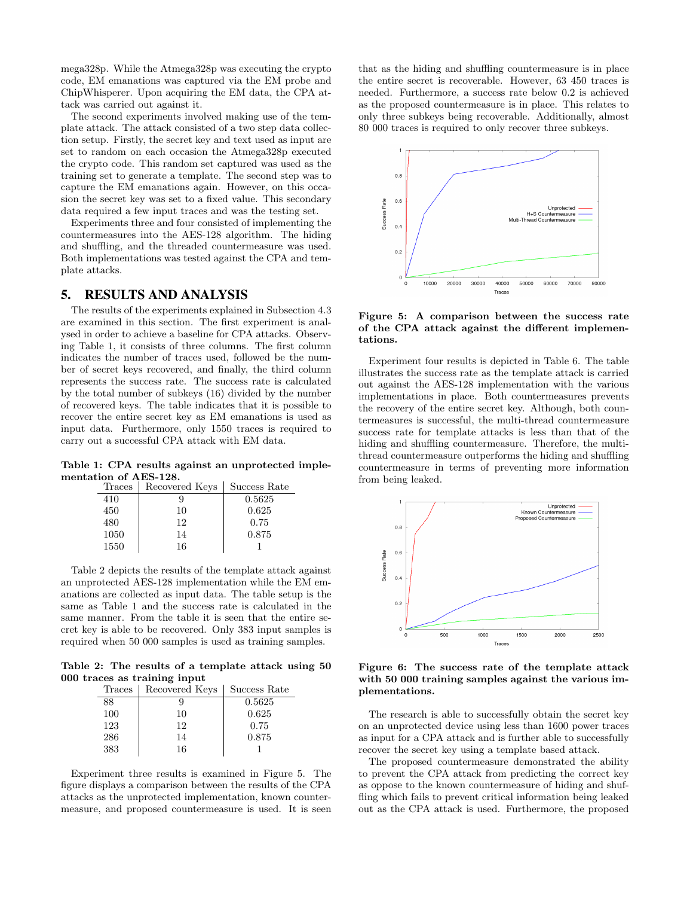mega328p. While the Atmega328p was executing the crypto code, EM emanations was captured via the EM probe and ChipWhisperer. Upon acquiring the EM data, the CPA attack was carried out against it.

The second experiments involved making use of the template attack. The attack consisted of a two step data collection setup. Firstly, the secret key and text used as input are set to random on each occasion the Atmega328p executed the crypto code. This random set captured was used as the training set to generate a template. The second step was to capture the EM emanations again. However, on this occasion the secret key was set to a fixed value. This secondary data required a few input traces and was the testing set.

Experiments three and four consisted of implementing the countermeasures into the AES-128 algorithm. The hiding and shuffling, and the threaded countermeasure was used. Both implementations was tested against the CPA and template attacks.

## 5. RESULTS AND ANALYSIS

The results of the experiments explained in Subsection 4.3 are examined in this section. The first experiment is analysed in order to achieve a baseline for CPA attacks. Observing Table 1, it consists of three columns. The first column indicates the number of traces used, followed be the number of secret keys recovered, and finally, the third column represents the success rate. The success rate is calculated by the total number of subkeys (16) divided by the number of recovered keys. The table indicates that it is possible to recover the entire secret key as EM emanations is used as input data. Furthermore, only 1550 traces is required to carry out a successful CPA attack with EM data.

**Table 1: CPA results against an unprotected implementation of AES-128.**

| Traces | Recovered Keys | Success Rate |
|---|---|---|
| 410 | 9 | 0.5625 |
| 450 | 10 | 0.625 |
| 480 | 12 | 0.75 |
| 1050 | 14 | 0.875 |
| 1550 | 16 | 1 |

Table 2 depicts the results of the template attack against an unprotected AES-128 implementation while the EM emanations are collected as input data. The table setup is the same as Table 1 and the success rate is calculated in the same manner. From the table it is seen that the entire secret key is able to be recovered. Only 383 input samples is required when 50 000 samples is used as training samples.

**Table 2: The results of a template attack using 50 000 traces as training input**

| Traces | Recovered Keys | Success Rate |
|---|---|---|
| 88 | 9 | 0.5625 |
| 100 | 10 | 0.625 |
| 123 | 12 | 0.75 |
| 286 | 14 | 0.875 |
| 383 | 16 | 1 |

Experiment three results is examined in Figure 5. The figure displays a comparison between the results of the CPA attacks as the unprotected implementation, known countermeasure, and proposed countermeasure is used. It is seen that as the hiding and shuffling countermeasure is in place the entire secret is recoverable. However, 63 450 traces is needed. Furthermore, a success rate below 0.2 is achieved as the proposed countermeasure is in place. This relates to only three subkeys being recoverable. Additionally, almost 80 000 traces is required to only recover three subkeys.

**Figure 5: A comparison between the success rate of the CPA attack against the different implementations.**

Experiment four results is depicted in Table 6. The table illustrates the success rate as the template attack is carried out against the AES-128 implementation with the various implementations in place. Both countermeasures prevents the recovery of the entire secret key. Although, both countermeasures is successful, the multi-thread countermeasure success rate for template attacks is less than that of the hiding and shuffling countermeasure. Therefore, the multi-thread countermeasure outperforms the hiding and shuffling countermeasure in terms of preventing more information from being leaked.

**Figure 6: The success rate of the template attack with 50 000 training samples against the various implementations.**

The research is able to successfully obtain the secret key on an unprotected device using less than 1600 power traces as input for a CPA attack and is further able to successfully recover the secret key using a template based attack.

The proposed countermeasure demonstrated the ability to prevent the CPA attack from predicting the correct key as oppose to the known countermeasure of hiding and shuffling which fails to prevent critical information being leaked out as the CPA attack is used. Furthermore, the proposed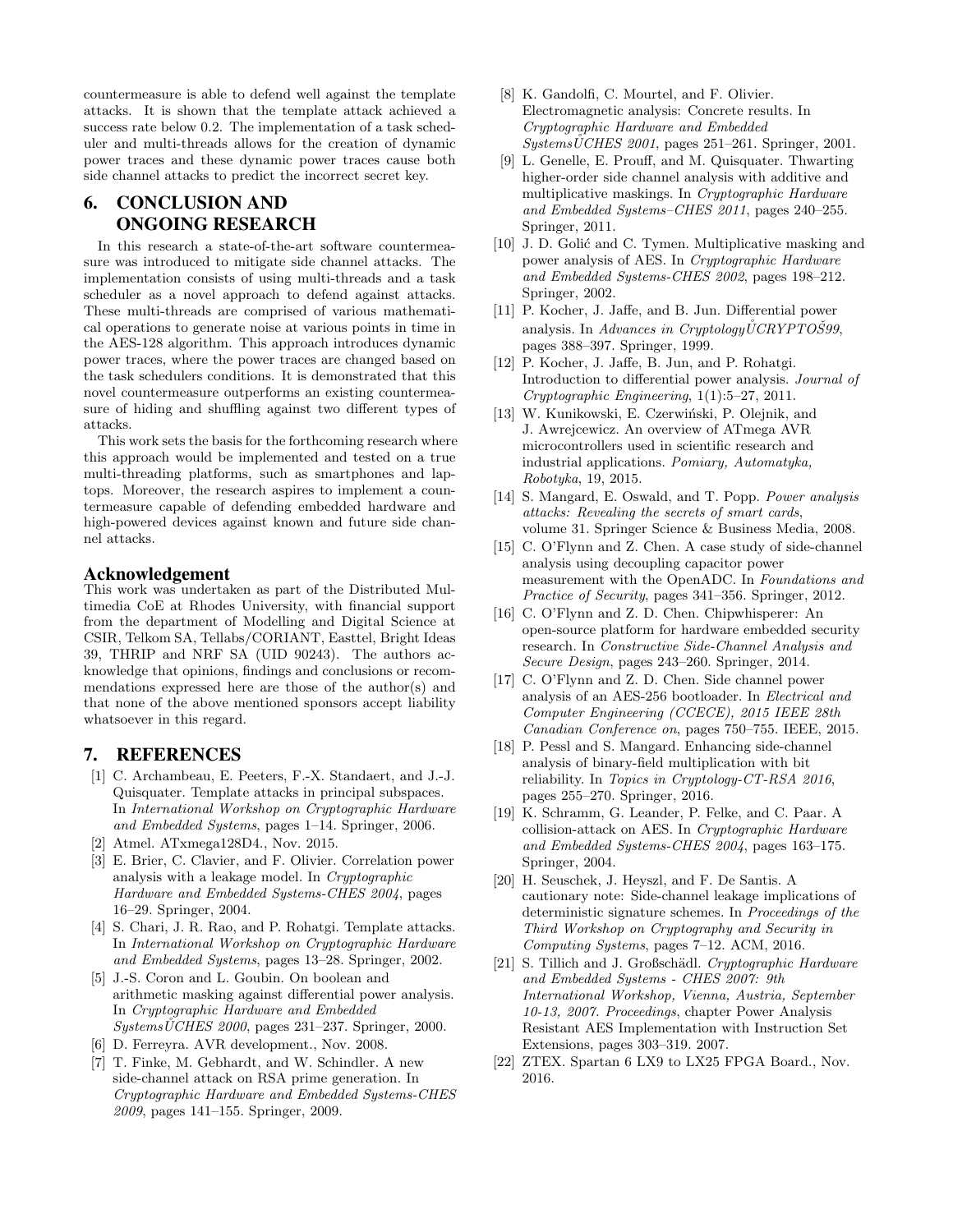countermeasure is able to defend well against the template attacks. It is shown that the template attack achieved a success rate below 0.2. The implementation of a task scheduler and multi-threads allows for the creation of dynamic power traces and these dynamic power traces cause both side channel attacks to predict the incorrect secret key.

## 6. CONCLUSION AND ONGOING RESEARCH

In this research a state-of-the-art software countermeasure was introduced to mitigate side channel attacks. The implementation consists of using multi-threads and a task scheduler as a novel approach to defend against attacks. These multi-threads are comprised of various mathematical operations to generate noise at various points in time in the AES-128 algorithm. This approach introduces dynamic power traces, where the power traces are changed based on the task schedulers conditions. It is demonstrated that this novel countermeasure outperforms an existing countermeasure of hiding and shuffling against two different types of attacks.

This work sets the basis for the forthcoming research where this approach would be implemented and tested on a true multi-threading platforms, such as smartphones and laptops. Moreover, the research aspires to implement a countermeasure capable of defending embedded hardware and high-powered devices against known and future side channel attacks.

### Acknowledgement

This work was undertaken as part of the Distributed Multimedia CoE at Rhodes University, with financial support from the department of Modelling and Digital Science at CSIR, Telkom SA, Tellabs/CORIANT, Easttel, Bright Ideas 39, THRIP and NRF SA (UID 90243). The authors acknowledge that opinions, findings and conclusions or recommendations expressed here are those of the author(s) and that none of the above mentioned sponsors accept liability whatsoever in this regard.

## 7. REFERENCES

[1] C. Archambeau, E. Peeters, F.-X. Standaert, and J.-J. Quisquater. Template attacks in principal subspaces. In *International Workshop on Cryptographic Hardware and Embedded Systems*, pages 1–14. Springer, 2006.

[2] Atmel. ATxmega128D4., Nov. 2015.

[3] E. Brier, C. Clavier, and F. Olivier. Correlation power analysis with a leakage model. In *Cryptographic Hardware and Embedded Systems-CHES 2004*, pages 16–29. Springer, 2004.

[4] S. Chari, J. R. Rao, and P. Rohatgi. Template attacks. In *International Workshop on Cryptographic Hardware and Embedded Systems*, pages 13–28. Springer, 2002.

[5] J.-S. Coron and L. Goubin. On boolean and arithmetic masking against differential power analysis. In *Cryptographic Hardware and Embedded SystemsŮCHES 2000*, pages 231–237. Springer, 2000.

[6] D. Ferreyra. AVR development., Nov. 2008.

[7] T. Finke, M. Gebhardt, and W. Schindler. A new side-channel attack on RSA prime generation. In *Cryptographic Hardware and Embedded Systems-CHES 2009*, pages 141–155. Springer, 2009.

[8] K. Gandolfi, C. Mourtel, and F. Olivier. Electromagnetic analysis: Concrete results. In *Cryptographic Hardware and Embedded SystemsŮCHES 2001*, pages 251–261. Springer, 2001.

[9] L. Genelle, E. Prouff, and M. Quisquater. Thwarting higher-order side channel analysis with additive and multiplicative maskings. In *Cryptographic Hardware and Embedded Systems–CHES 2011*, pages 240–255. Springer, 2011.

[10] J. D. Golić and C. Tymen. Multiplicative masking and power analysis of AES. In *Cryptographic Hardware and Embedded Systems-CHES 2002*, pages 198–212. Springer, 2002.

[11] P. Kocher, J. Jaffe, and B. Jun. Differential power analysis. In *Advances in CryptologyŮCRYPTOŠ99*, pages 388–397. Springer, 1999.

[12] P. Kocher, J. Jaffe, B. Jun, and P. Rohatgi. Introduction to differential power analysis. *Journal of Cryptographic Engineering*, 1(1):5–27, 2011.

[13] W. Kunikowski, E. Czerwiński, P. Olejnik, and J. Awrejcewicz. An overview of ATmega AVR microcontrollers used in scientific research and industrial applications. *Pomiary, Automatyka, Robotyka*, 19, 2015.

[14] S. Mangard, E. Oswald, and T. Popp. *Power analysis attacks: Revealing the secrets of smart cards*, volume 31. Springer Science & Business Media, 2008.

[15] C. O'Flynn and Z. Chen. A case study of side-channel analysis using decoupling capacitor power measurement with the OpenADC. In *Foundations and Practice of Security*, pages 341–356. Springer, 2012.

[16] C. O'Flynn and Z. D. Chen. Chipwhisperer: An open-source platform for hardware embedded security research. In *Constructive Side-Channel Analysis and Secure Design*, pages 243–260. Springer, 2014.

[17] C. O'Flynn and Z. D. Chen. Side channel power analysis of an AES-256 bootloader. In *Electrical and Computer Engineering (CCECE), 2015 IEEE 28th Canadian Conference on*, pages 750–755. IEEE, 2015.

[18] P. Pessl and S. Mangard. Enhancing side-channel analysis of binary-field multiplication with bit reliability. In *Topics in Cryptology-CT-RSA 2016*, pages 255–270. Springer, 2016.

[19] K. Schramm, G. Leander, P. Felke, and C. Paar. A collision-attack on AES. In *Cryptographic Hardware and Embedded Systems-CHES 2004*, pages 163–175. Springer, 2004.

[20] H. Seuschek, J. Heyszl, and F. De Santis. A cautionary note: Side-channel leakage implications of deterministic signature schemes. In *Proceedings of the Third Workshop on Cryptography and Security in Computing Systems*, pages 7–12. ACM, 2016.

[21] S. Tillich and J. Großschädl. *Cryptographic Hardware and Embedded Systems - CHES 2007: 9th International Workshop, Vienna, Austria, September 10-13, 2007. Proceedings*, chapter Power Analysis Resistant AES Implementation with Instruction Set Extensions, pages 303–319. 2007.

[22] ZTEX. Spartan 6 LX9 to LX25 FPGA Board., Nov. 2016.